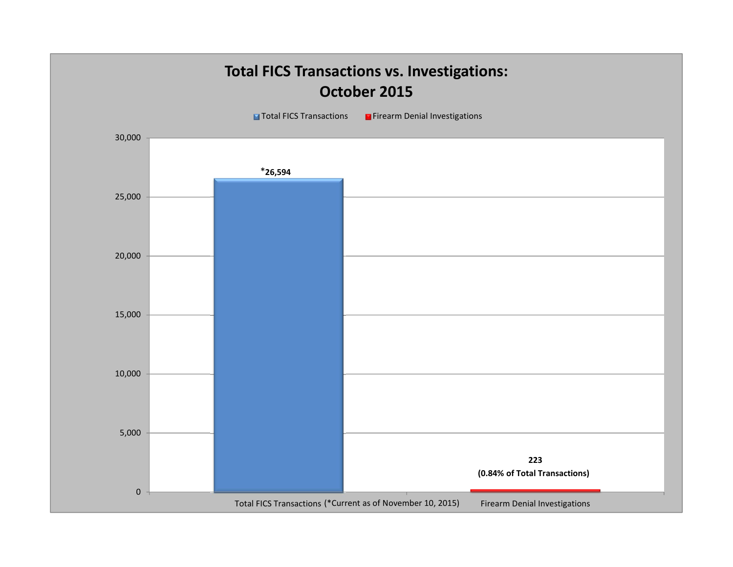# Total FICS Transactions vs. Investigations: October 2015

Total FICS Transactions
Firearm Denial Investigations

30,000
25,000
20,000
15,000
10,000
5,000
0

*26,594

223
(0.84% of Total Transactions)

Total FICS Transactions (*Current as of November 10, 2015)
Firearm Denial Investigations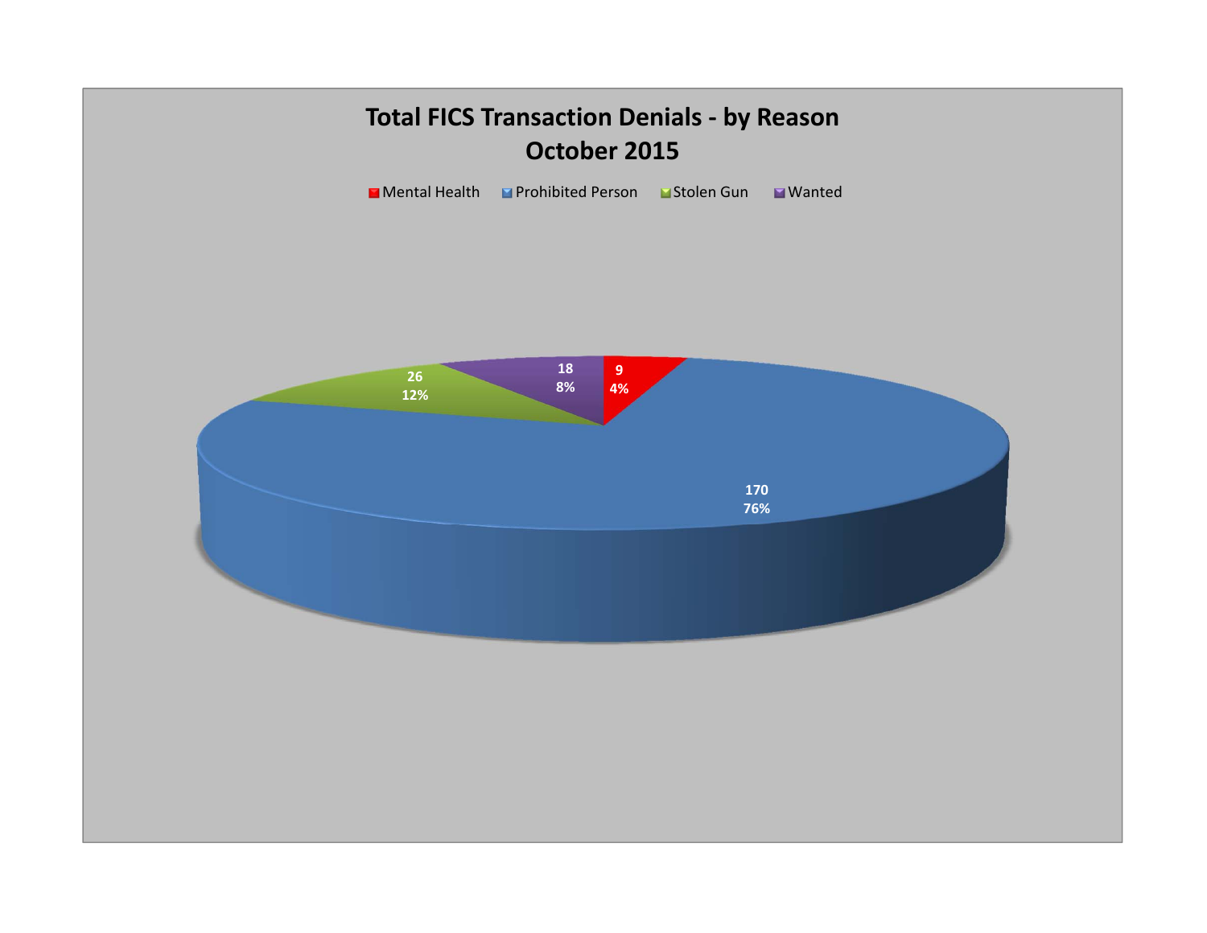# Total FICS Transaction Denials - by Reason
# October 2015

Mental Health
Prohibited Person
Stolen Gun
Wanted

9
4%

170
76%

26
12%

18
8%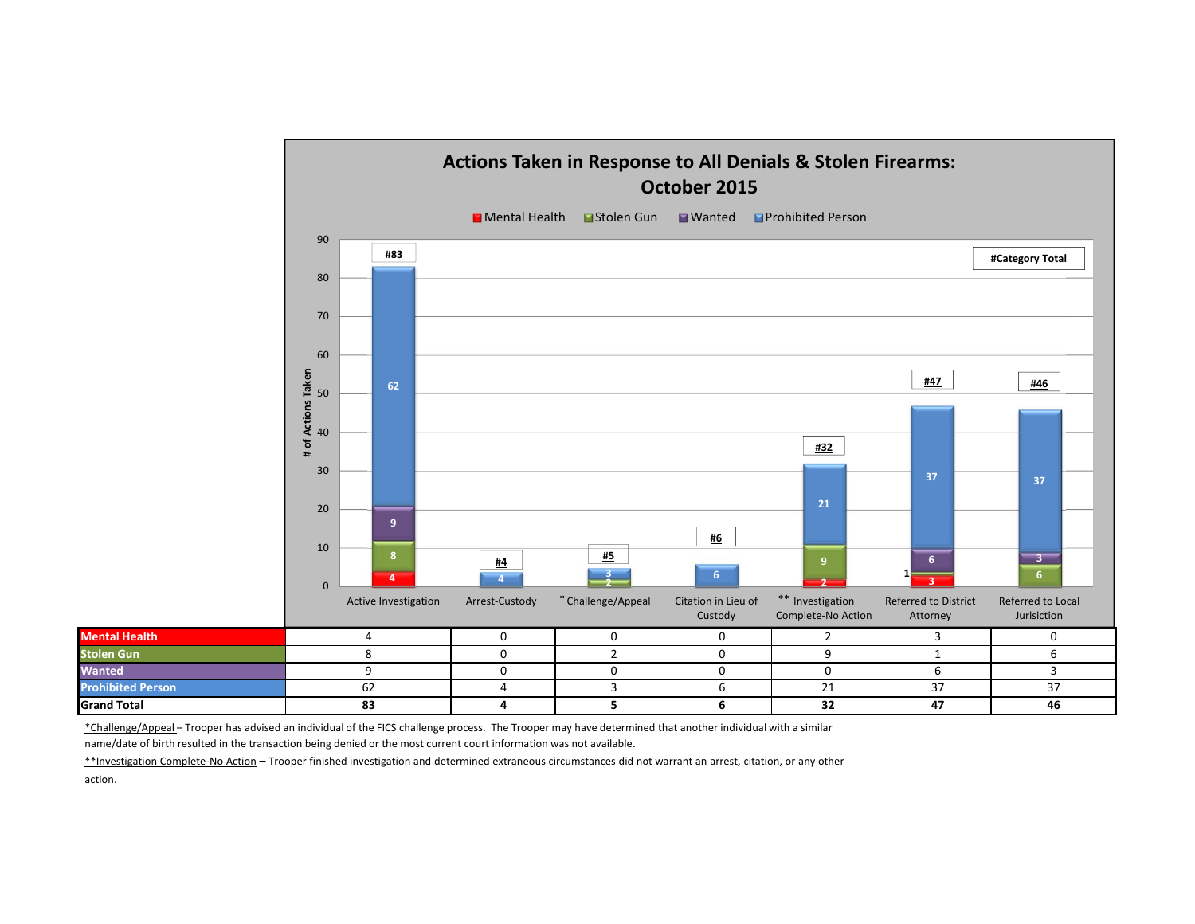## Actions Taken in Response to All Denials & Stolen Firearms: October 2015

Mental Health | Stolen Gun | Wanted | Prohibited Person

#Category Total

90
80
70
60
50
40
30
20
10
0

\# of Actions Taken

#83
62
9
8
4

#4
4

#5
3
2

#6
6

#32
21
9
2

#47
37
6
1
3

#46
37
3
6

Active Investigation
Arrest-Custody
* Challenge/Appeal
Citation in Lieu of Custody
** Investigation Complete-No Action
Referred to District Attorney
Referred to Local Jurisiction

| | Active Investigation | Arrest-Custody | * Challenge/Appeal | Citation in Lieu of Custody | ** Investigation Complete-No Action | Referred to District Attorney | Referred to Local Jurisiction |
|---|---|---|---|---|---|---|---|
| **Mental Health** | 4 | 0 | 0 | 0 | 2 | 3 | 0 |
| **Stolen Gun** | 8 | 0 | 2 | 0 | 9 | 1 | 6 |
| **Wanted** | 9 | 0 | 0 | 0 | 0 | 6 | 3 |
| **Prohibited Person** | 62 | 4 | 3 | 6 | 21 | 37 | 37 |
| **Grand Total** | **83** | **4** | **5** | **6** | **32** | **47** | **46** |

*Challenge/Appeal – Trooper has advised an individual of the FICS challenge process. The Trooper may have determined that another individual with a similar name/date of birth resulted in the transaction being denied or the most current court information was not available.

**Investigation Complete-No Action – Trooper finished investigation and determined extraneous circumstances did not warrant an arrest, citation, or any other action.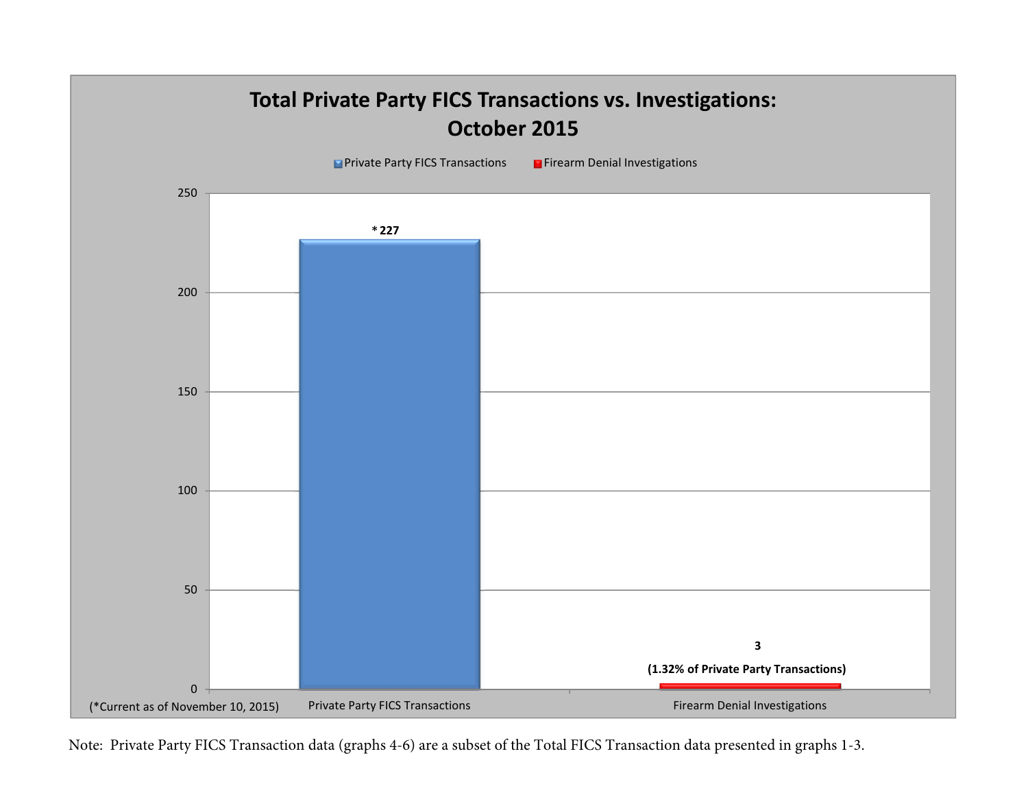# Total Private Party FICS Transactions vs. Investigations: October 2015

Private Party FICS Transactions
Firearm Denial Investigations

250
200
150
100
50
0

* 227

3

(1.32% of Private Party Transactions)

(*Current as of November 10, 2015)

Private Party FICS Transactions

Firearm Denial Investigations

Note: Private Party FICS Transaction data (graphs 4-6) are a subset of the Total FICS Transaction data presented in graphs 1-3.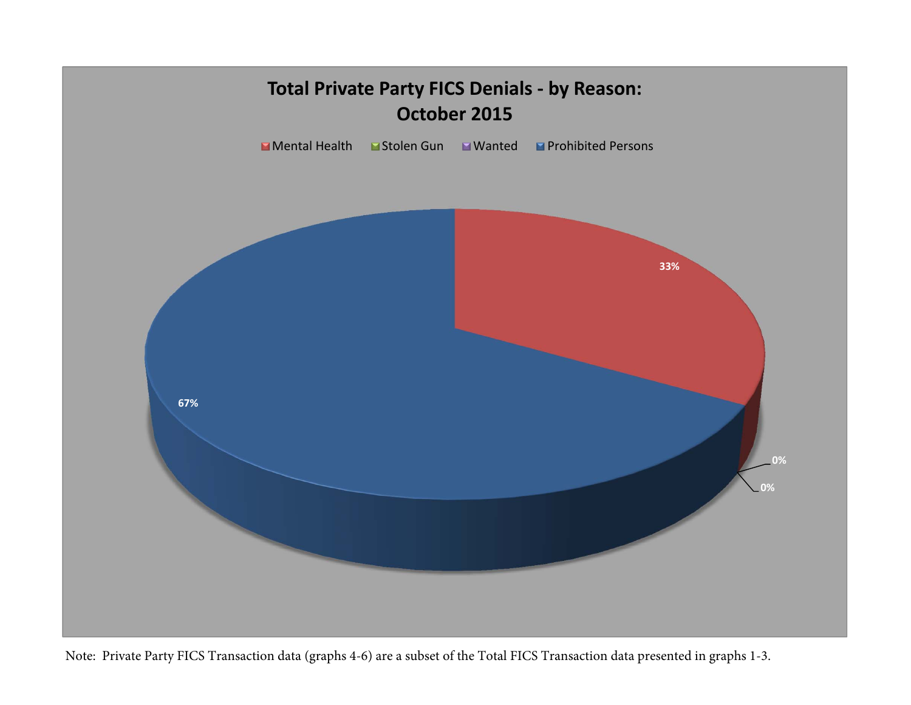**Total Private Party FICS Denials - by Reason: October 2015**

Mental Health   Stolen Gun   Wanted   Prohibited Persons

33%

67%

0%

0%

Note: Private Party FICS Transaction data (graphs 4-6) are a subset of the Total FICS Transaction data presented in graphs 1-3.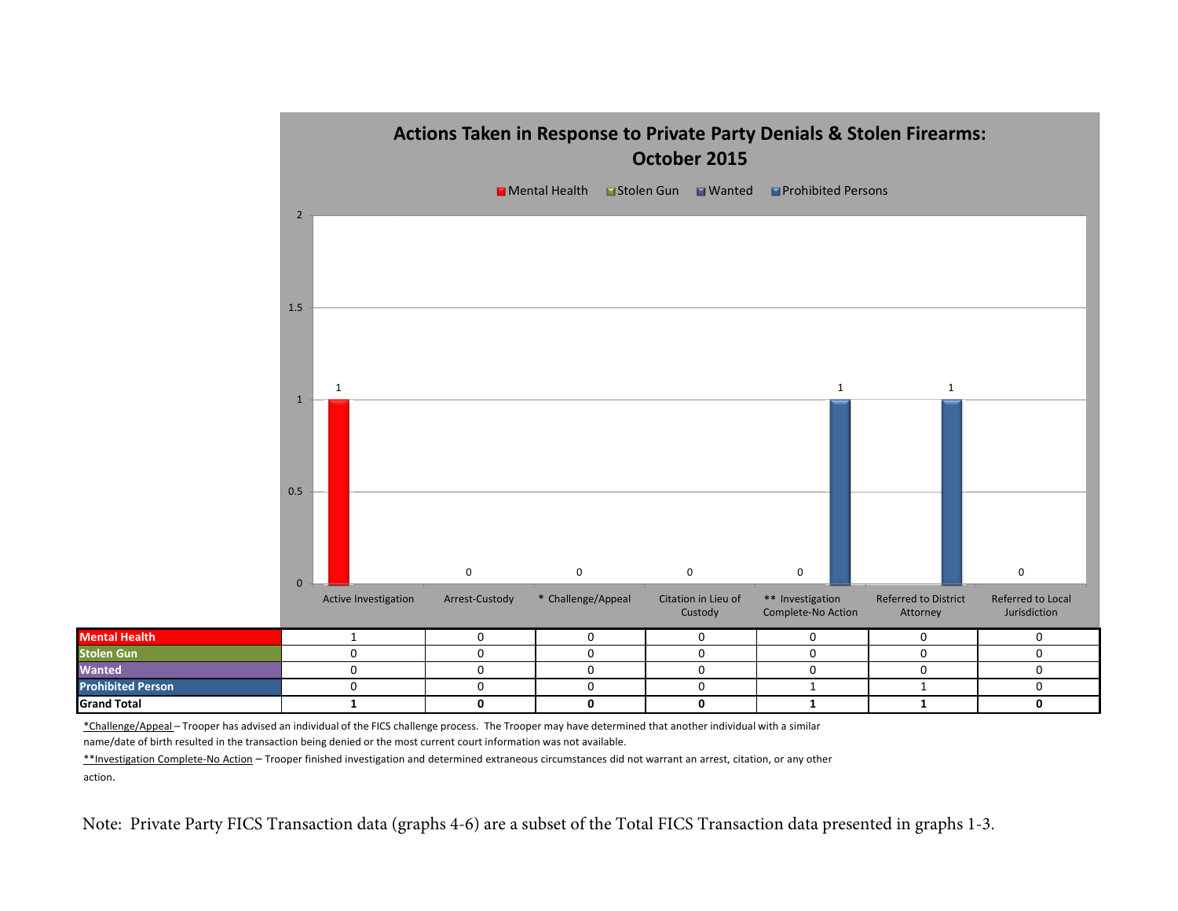Actions Taken in Response to Private Party Denials & Stolen Firearms: October 2015

Mental Health  Stolen Gun  Wanted  Prohibited Persons

2
1.5
1
0.5
0

1 0 0 0 0 1 1 0

Active Investigation
Arrest-Custody
* Challenge/Appeal
Citation in Lieu of Custody
** Investigation Complete-No Action
Referred to District Attorney
Referred to Local Jurisdiction

| | Active Investigation | Arrest-Custody | * Challenge/Appeal | Citation in Lieu of Custody | ** Investigation Complete-No Action | Referred to District Attorney | Referred to Local Jurisdiction |
|---|---|---|---|---|---|---|---|
| Mental Health | 1 | 0 | 0 | 0 | 0 | 0 | 0 |
| Stolen Gun | 0 | 0 | 0 | 0 | 0 | 0 | 0 |
| Wanted | 0 | 0 | 0 | 0 | 0 | 0 | 0 |
| Prohibited Person | 0 | 0 | 0 | 0 | 1 | 1 | 0 |
| **Grand Total** | **1** | **0** | **0** | **0** | **1** | **1** | **0** |

*Challenge/Appeal – Trooper has advised an individual of the FICS challenge process. The Trooper may have determined that another individual with a similar name/date of birth resulted in the transaction being denied or the most current court information was not available.

**Investigation Complete-No Action – Trooper finished investigation and determined extraneous circumstances did not warrant an arrest, citation, or any other action.

Note: Private Party FICS Transaction data (graphs 4-6) are a subset of the Total FICS Transaction data presented in graphs 1-3.